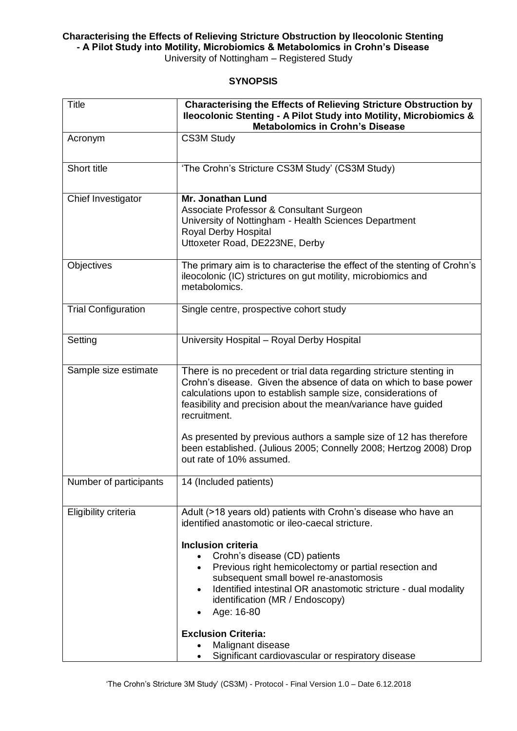**Characterising the Effects of Relieving Stricture Obstruction by Ileocolonic Stenting - A Pilot Study into Motility, Microbiomics & Metabolomics in Crohn's Disease**
University of Nottingham – Registered Study

## SYNOPSIS

| Title | **Characterising the Effects of Relieving Stricture Obstruction by Ileocolonic Stenting - A Pilot Study into Motility, Microbiomics & Metabolomics in Crohn's Disease** |
|---|---|
| Acronym | CS3M Study |
| Short title | 'The Crohn's Stricture CS3M Study' (CS3M Study) |
| Chief Investigator | **Mr. Jonathan Lund**<br>Associate Professor & Consultant Surgeon<br>University of Nottingham - Health Sciences Department<br>Royal Derby Hospital<br>Uttoxeter Road, DE223NE, Derby |
| Objectives | The primary aim is to characterise the effect of the stenting of Crohn's ileocolonic (IC) strictures on gut motility, microbiomics and metabolomics. |
| Trial Configuration | Single centre, prospective cohort study |
| Setting | University Hospital – Royal Derby Hospital |
| Sample size estimate | There is no precedent or trial data regarding stricture stenting in Crohn's disease. Given the absence of data on which to base power calculations upon to establish sample size, considerations of feasibility and precision about the mean/variance have guided recruitment.<br><br>As presented by previous authors a sample size of 12 has therefore been established. (Julious 2005; Connelly 2008; Hertzog 2008) Drop out rate of 10% assumed. |
| Number of participants | 14 (Included patients) |
| Eligibility criteria | Adult (>18 years old) patients with Crohn's disease who have an identified anastomotic or ileo-caecal stricture.<br><br>**Inclusion criteria**<br>• Crohn's disease (CD) patients<br>• Previous right hemicolectomy or partial resection and subsequent small bowel re-anastomosis<br>• Identified intestinal OR anastomotic stricture - dual modality identification (MR / Endoscopy)<br>• Age: 16-80<br><br>**Exclusion Criteria:**<br>• Malignant disease<br>• Significant cardiovascular or respiratory disease |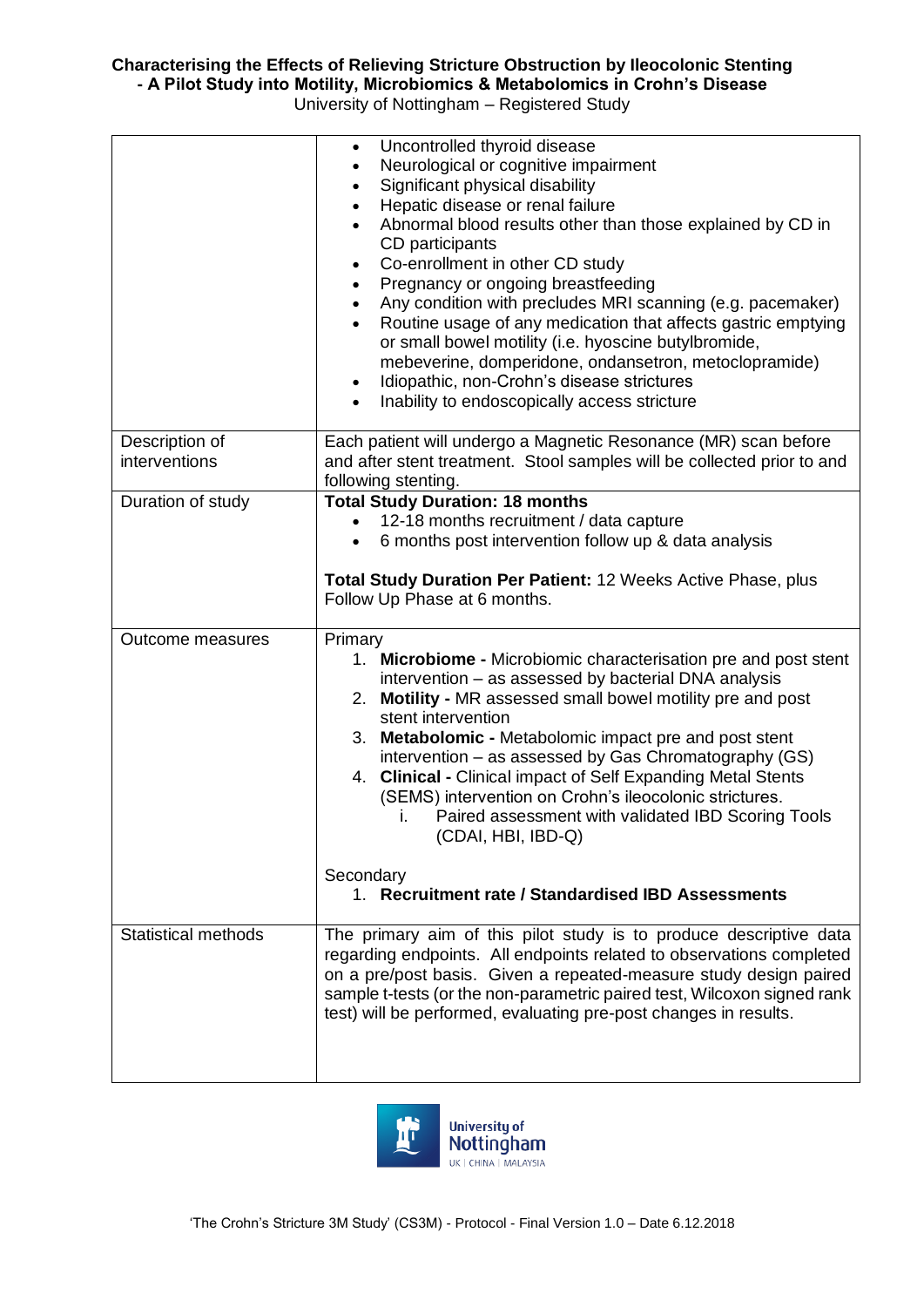| | |
|---|---|
| | • Uncontrolled thyroid disease<br>• Neurological or cognitive impairment<br>• Significant physical disability<br>• Hepatic disease or renal failure<br>• Abnormal blood results other than those explained by CD in CD participants<br>• Co-enrollment in other CD study<br>• Pregnancy or ongoing breastfeeding<br>• Any condition with precludes MRI scanning (e.g. pacemaker)<br>• Routine usage of any medication that affects gastric emptying or small bowel motility (i.e. hyoscine butylbromide, mebeverine, domperidone, ondansetron, metoclopramide)<br>• Idiopathic, non-Crohn's disease strictures<br>• Inability to endoscopically access stricture |
| Description of interventions | Each patient will undergo a Magnetic Resonance (MR) scan before and after stent treatment. Stool samples will be collected prior to and following stenting. |
| Duration of study | **Total Study Duration: 18 months**<br>• 12-18 months recruitment / data capture<br>• 6 months post intervention follow up & data analysis<br><br>**Total Study Duration Per Patient:** 12 Weeks Active Phase, plus Follow Up Phase at 6 months. |
| Outcome measures | Primary<br>1. **Microbiome -** Microbiomic characterisation pre and post stent intervention – as assessed by bacterial DNA analysis<br>2. **Motility -** MR assessed small bowel motility pre and post stent intervention<br>3. **Metabolomic -** Metabolomic impact pre and post stent intervention – as assessed by Gas Chromatography (GS)<br>4. **Clinical -** Clinical impact of Self Expanding Metal Stents (SEMS) intervention on Crohn's ileocolonic strictures.<br>i. Paired assessment with validated IBD Scoring Tools (CDAI, HBI, IBD-Q)<br><br>Secondary<br>1. **Recruitment rate / Standardised IBD Assessments** |
| Statistical methods | The primary aim of this pilot study is to produce descriptive data regarding endpoints. All endpoints related to observations completed on a pre/post basis. Given a repeated-measure study design paired sample t-tests (or the non-parametric paired test, Wilcoxon signed rank test) will be performed, evaluating pre-post changes in results. |